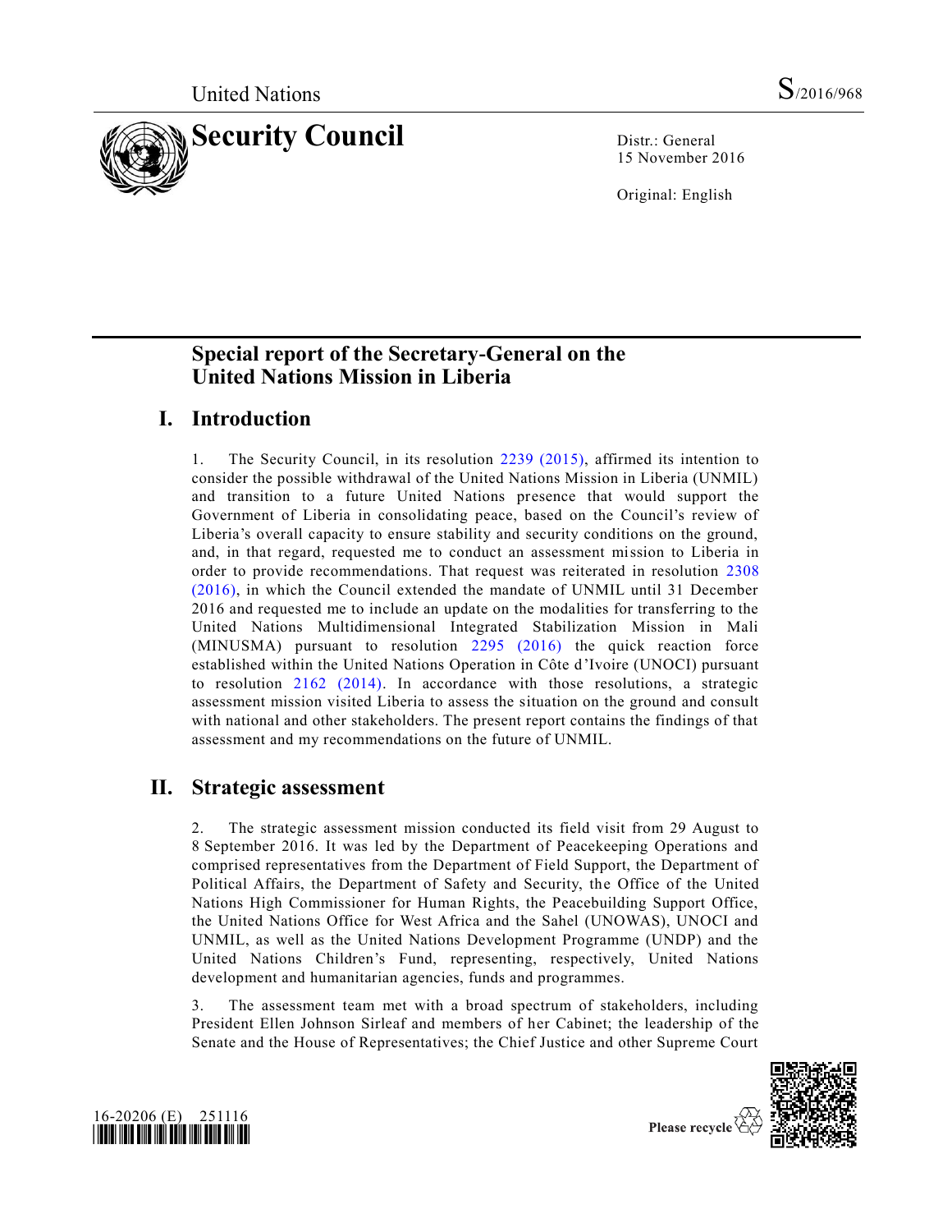# Special report of the Secretary-General on the United Nations Mission in Liberia

## I. Introduction

1. The Security Council, in its resolution 2239 (2015), affirmed its intention to consider the possible withdrawal of the United Nations Mission in Liberia (UNMIL) and transition to a future United Nations presence that would support the Government of Liberia in consolidating peace, based on the Council's review of Liberia's overall capacity to ensure stability and security conditions on the ground, and, in that regard, requested me to conduct an assessment mission to Liberia in order to provide recommendations. That request was reiterated in resolution 2308 (2016), in which the Council extended the mandate of UNMIL until 31 December 2016 and requested me to include an update on the modalities for transferring to the United Nations Multidimensional Integrated Stabilization Mission in Mali (MINUSMA) pursuant to resolution 2295 (2016) the quick reaction force established within the United Nations Operation in Côte d'Ivoire (UNOCI) pursuant to resolution 2162 (2014). In accordance with those resolutions, a strategic assessment mission visited Liberia to assess the situation on the ground and consult with national and other stakeholders. The present report contains the findings of that assessment and my recommendations on the future of UNMIL.

## II. Strategic assessment

2. The strategic assessment mission conducted its field visit from 29 August to 8 September 2016. It was led by the Department of Peacekeeping Operations and comprised representatives from the Department of Field Support, the Department of Political Affairs, the Department of Safety and Security, the Office of the United Nations High Commissioner for Human Rights, the Peacebuilding Support Office, the United Nations Office for West Africa and the Sahel (UNOWAS), UNOCI and UNMIL, as well as the United Nations Development Programme (UNDP) and the United Nations Children's Fund, representing, respectively, United Nations development and humanitarian agencies, funds and programmes.

3. The assessment team met with a broad spectrum of stakeholders, including President Ellen Johnson Sirleaf and members of her Cabinet; the leadership of the Senate and the House of Representatives; the Chief Justice and other Supreme Court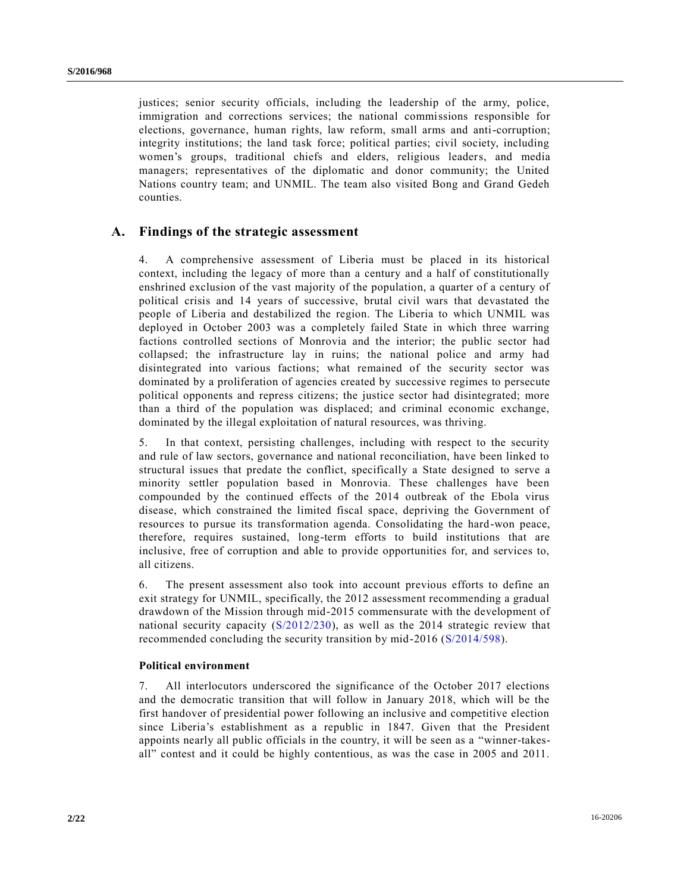justices; senior security officials, including the leadership of the army, police, immigration and corrections services; the national commissions responsible for elections, governance, human rights, law reform, small arms and anti-corruption; integrity institutions; the land task force; political parties; civil society, including women's groups, traditional chiefs and elders, religious leaders, and media managers; representatives of the diplomatic and donor community; the United Nations country team; and UNMIL. The team also visited Bong and Grand Gedeh counties.

## A. Findings of the strategic assessment

4. A comprehensive assessment of Liberia must be placed in its historical context, including the legacy of more than a century and a half of constitutionally enshrined exclusion of the vast majority of the population, a quarter of a century of political crisis and 14 years of successive, brutal civil wars that devastated the people of Liberia and destabilized the region. The Liberia to which UNMIL was deployed in October 2003 was a completely failed State in which three warring factions controlled sections of Monrovia and the interior; the public sector had collapsed; the infrastructure lay in ruins; the national police and army had disintegrated into various factions; what remained of the security sector was dominated by a proliferation of agencies created by successive regimes to persecute political opponents and repress citizens; the justice sector had disintegrated; more than a third of the population was displaced; and criminal economic exchange, dominated by the illegal exploitation of natural resources, was thriving.

5. In that context, persisting challenges, including with respect to the security and rule of law sectors, governance and national reconciliation, have been linked to structural issues that predate the conflict, specifically a State designed to serve a minority settler population based in Monrovia. These challenges have been compounded by the continued effects of the 2014 outbreak of the Ebola virus disease, which constrained the limited fiscal space, depriving the Government of resources to pursue its transformation agenda. Consolidating the hard-won peace, therefore, requires sustained, long-term efforts to build institutions that are inclusive, free of corruption and able to provide opportunities for, and services to, all citizens.

6. The present assessment also took into account previous efforts to define an exit strategy for UNMIL, specifically, the 2012 assessment recommending a gradual drawdown of the Mission through mid-2015 commensurate with the development of national security capacity (S/2012/230), as well as the 2014 strategic review that recommended concluding the security transition by mid-2016 (S/2014/598).

### Political environment

7. All interlocutors underscored the significance of the October 2017 elections and the democratic transition that will follow in January 2018, which will be the first handover of presidential power following an inclusive and competitive election since Liberia's establishment as a republic in 1847. Given that the President appoints nearly all public officials in the country, it will be seen as a "winner-takes-all" contest and it could be highly contentious, as was the case in 2005 and 2011.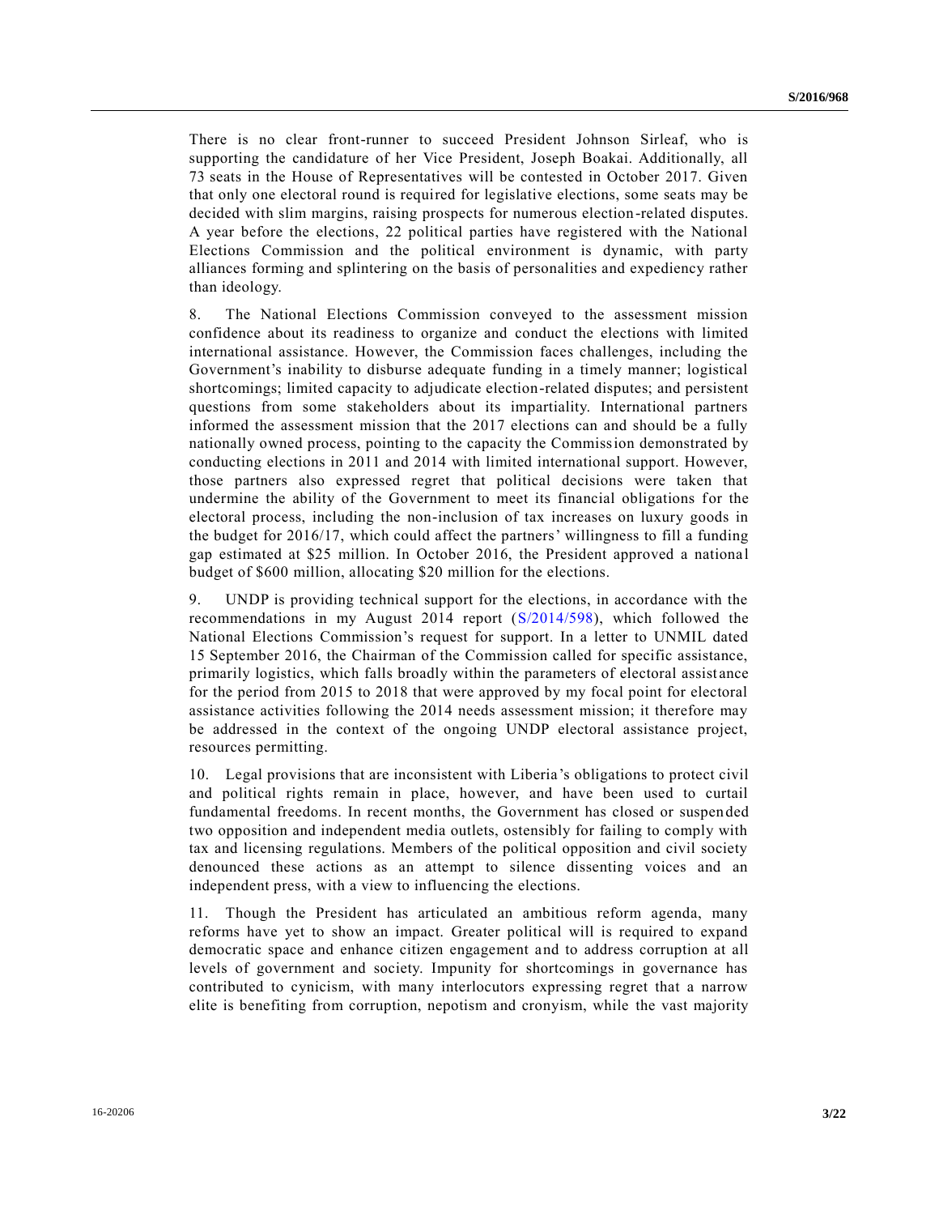There is no clear front-runner to succeed President Johnson Sirleaf, who is supporting the candidature of her Vice President, Joseph Boakai. Additionally, all 73 seats in the House of Representatives will be contested in October 2017. Given that only one electoral round is required for legislative elections, some seats may be decided with slim margins, raising prospects for numerous election-related disputes. A year before the elections, 22 political parties have registered with the National Elections Commission and the political environment is dynamic, with party alliances forming and splintering on the basis of personalities and expediency rather than ideology.

8. The National Elections Commission conveyed to the assessment mission confidence about its readiness to organize and conduct the elections with limited international assistance. However, the Commission faces challenges, including the Government's inability to disburse adequate funding in a timely manner; logistical shortcomings; limited capacity to adjudicate election-related disputes; and persistent questions from some stakeholders about its impartiality. International partners informed the assessment mission that the 2017 elections can and should be a fully nationally owned process, pointing to the capacity the Commission demonstrated by conducting elections in 2011 and 2014 with limited international support. However, those partners also expressed regret that political decisions were taken that undermine the ability of the Government to meet its financial obligations for the electoral process, including the non-inclusion of tax increases on luxury goods in the budget for 2016/17, which could affect the partners' willingness to fill a funding gap estimated at $25 million. In October 2016, the President approved a national budget of $600 million, allocating $20 million for the elections.

9. UNDP is providing technical support for the elections, in accordance with the recommendations in my August 2014 report (S/2014/598), which followed the National Elections Commission's request for support. In a letter to UNMIL dated 15 September 2016, the Chairman of the Commission called for specific assistance, primarily logistics, which falls broadly within the parameters of electoral assistance for the period from 2015 to 2018 that were approved by my focal point for electoral assistance activities following the 2014 needs assessment mission; it therefore may be addressed in the context of the ongoing UNDP electoral assistance project, resources permitting.

10. Legal provisions that are inconsistent with Liberia's obligations to protect civil and political rights remain in place, however, and have been used to curtail fundamental freedoms. In recent months, the Government has closed or suspended two opposition and independent media outlets, ostensibly for failing to comply with tax and licensing regulations. Members of the political opposition and civil society denounced these actions as an attempt to silence dissenting voices and an independent press, with a view to influencing the elections.

11. Though the President has articulated an ambitious reform agenda, many reforms have yet to show an impact. Greater political will is required to expand democratic space and enhance citizen engagement and to address corruption at all levels of government and society. Impunity for shortcomings in governance has contributed to cynicism, with many interlocutors expressing regret that a narrow elite is benefiting from corruption, nepotism and cronyism, while the vast majority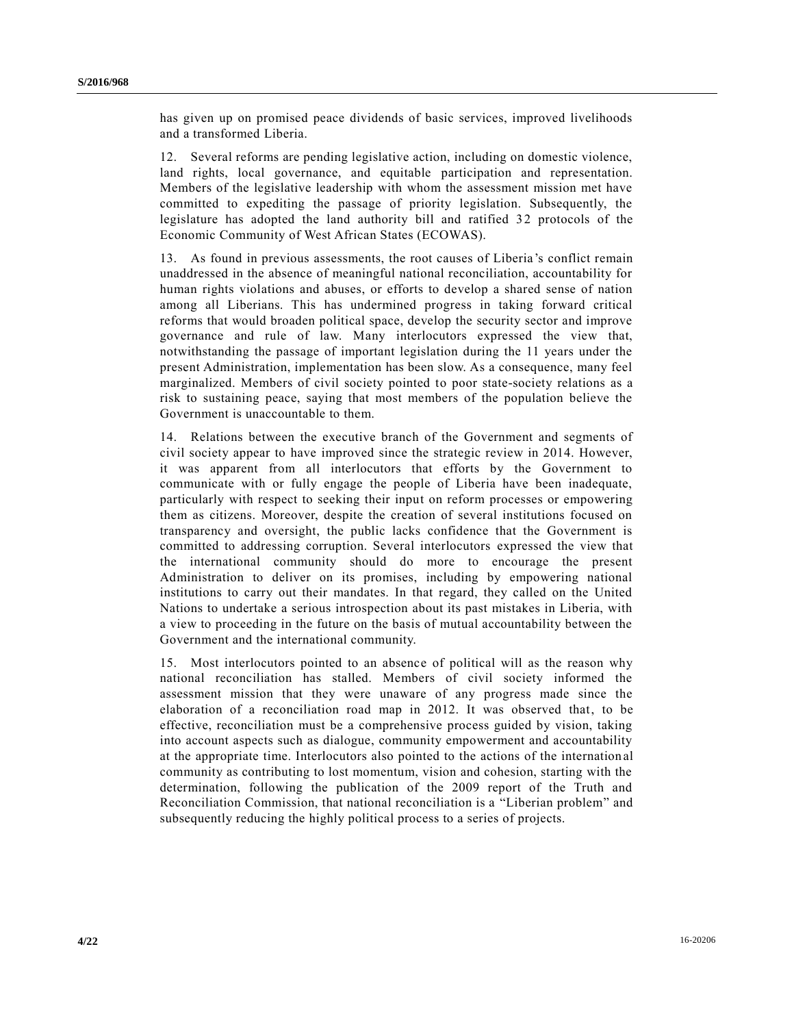has given up on promised peace dividends of basic services, improved livelihoods and a transformed Liberia.

12. Several reforms are pending legislative action, including on domestic violence, land rights, local governance, and equitable participation and representation. Members of the legislative leadership with whom the assessment mission met have committed to expediting the passage of priority legislation. Subsequently, the legislature has adopted the land authority bill and ratified 32 protocols of the Economic Community of West African States (ECOWAS).

13. As found in previous assessments, the root causes of Liberia's conflict remain unaddressed in the absence of meaningful national reconciliation, accountability for human rights violations and abuses, or efforts to develop a shared sense of nation among all Liberians. This has undermined progress in taking forward critical reforms that would broaden political space, develop the security sector and improve governance and rule of law. Many interlocutors expressed the view that, notwithstanding the passage of important legislation during the 11 years under the present Administration, implementation has been slow. As a consequence, many feel marginalized. Members of civil society pointed to poor state-society relations as a risk to sustaining peace, saying that most members of the population believe the Government is unaccountable to them.

14. Relations between the executive branch of the Government and segments of civil society appear to have improved since the strategic review in 2014. However, it was apparent from all interlocutors that efforts by the Government to communicate with or fully engage the people of Liberia have been inadequate, particularly with respect to seeking their input on reform processes or empowering them as citizens. Moreover, despite the creation of several institutions focused on transparency and oversight, the public lacks confidence that the Government is committed to addressing corruption. Several interlocutors expressed the view that the international community should do more to encourage the present Administration to deliver on its promises, including by empowering national institutions to carry out their mandates. In that regard, they called on the United Nations to undertake a serious introspection about its past mistakes in Liberia, with a view to proceeding in the future on the basis of mutual accountability between the Government and the international community.

15. Most interlocutors pointed to an absence of political will as the reason why national reconciliation has stalled. Members of civil society informed the assessment mission that they were unaware of any progress made since the elaboration of a reconciliation road map in 2012. It was observed that, to be effective, reconciliation must be a comprehensive process guided by vision, taking into account aspects such as dialogue, community empowerment and accountability at the appropriate time. Interlocutors also pointed to the actions of the international community as contributing to lost momentum, vision and cohesion, starting with the determination, following the publication of the 2009 report of the Truth and Reconciliation Commission, that national reconciliation is a "Liberian problem" and subsequently reducing the highly political process to a series of projects.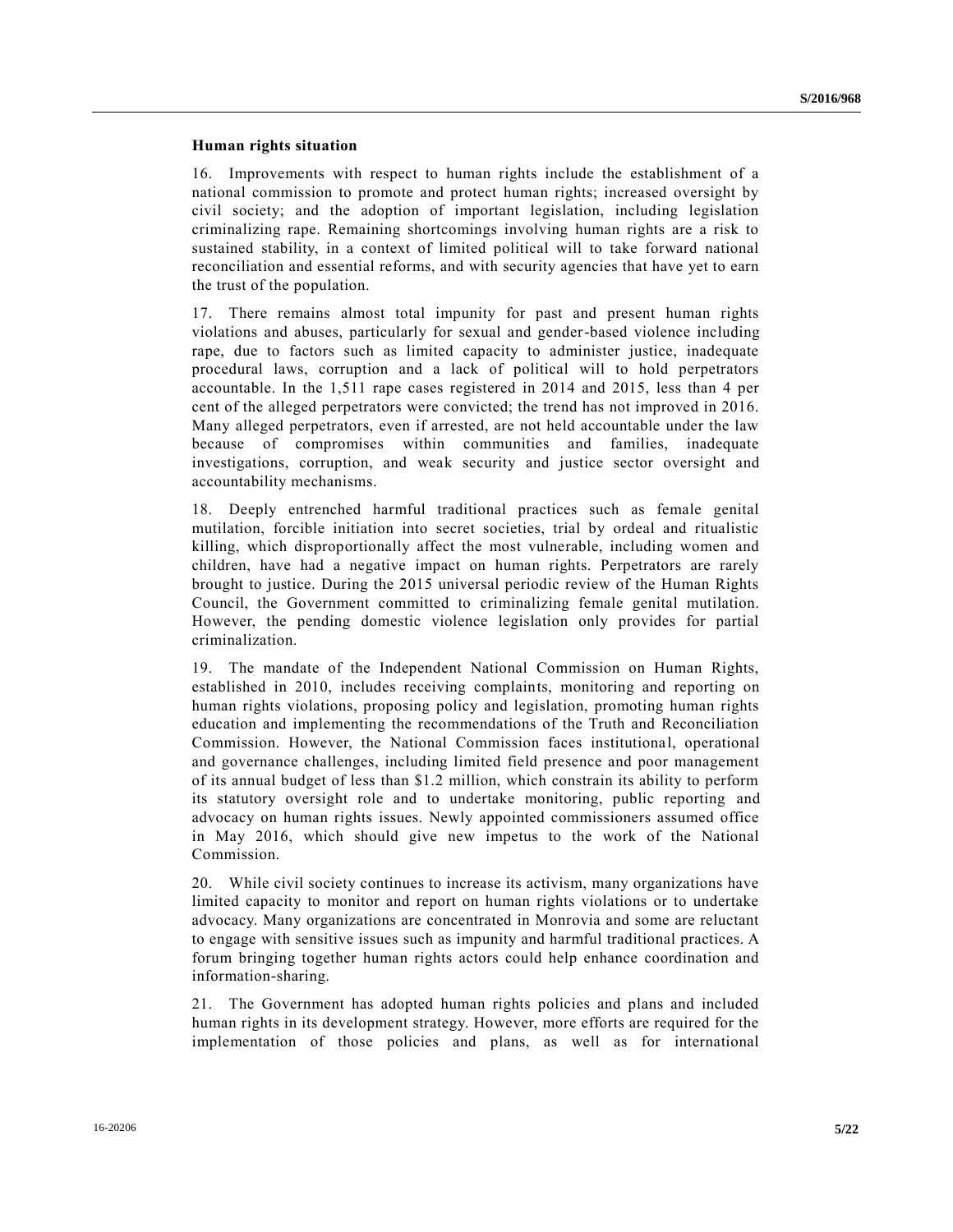**Human rights situation**

16. Improvements with respect to human rights include the establishment of a national commission to promote and protect human rights; increased oversight by civil society; and the adoption of important legislation, including legislation criminalizing rape. Remaining shortcomings involving human rights are a risk to sustained stability, in a context of limited political will to take forward national reconciliation and essential reforms, and with security agencies that have yet to earn the trust of the population.

17. There remains almost total impunity for past and present human rights violations and abuses, particularly for sexual and gender-based violence including rape, due to factors such as limited capacity to administer justice, inadequate procedural laws, corruption and a lack of political will to hold perpetrators accountable. In the 1,511 rape cases registered in 2014 and 2015, less than 4 per cent of the alleged perpetrators were convicted; the trend has not improved in 2016. Many alleged perpetrators, even if arrested, are not held accountable under the law because of compromises within communities and families, inadequate investigations, corruption, and weak security and justice sector oversight and accountability mechanisms.

18. Deeply entrenched harmful traditional practices such as female genital mutilation, forcible initiation into secret societies, trial by ordeal and ritualistic killing, which disproportionally affect the most vulnerable, including women and children, have had a negative impact on human rights. Perpetrators are rarely brought to justice. During the 2015 universal periodic review of the Human Rights Council, the Government committed to criminalizing female genital mutilation. However, the pending domestic violence legislation only provides for partial criminalization.

19. The mandate of the Independent National Commission on Human Rights, established in 2010, includes receiving complaints, monitoring and reporting on human rights violations, proposing policy and legislation, promoting human rights education and implementing the recommendations of the Truth and Reconciliation Commission. However, the National Commission faces institutional, operational and governance challenges, including limited field presence and poor management of its annual budget of less than $1.2 million, which constrain its ability to perform its statutory oversight role and to undertake monitoring, public reporting and advocacy on human rights issues. Newly appointed commissioners assumed office in May 2016, which should give new impetus to the work of the National Commission.

20. While civil society continues to increase its activism, many organizations have limited capacity to monitor and report on human rights violations or to undertake advocacy. Many organizations are concentrated in Monrovia and some are reluctant to engage with sensitive issues such as impunity and harmful traditional practices. A forum bringing together human rights actors could help enhance coordination and information-sharing.

21. The Government has adopted human rights policies and plans and included human rights in its development strategy. However, more efforts are required for the implementation of those policies and plans, as well as for international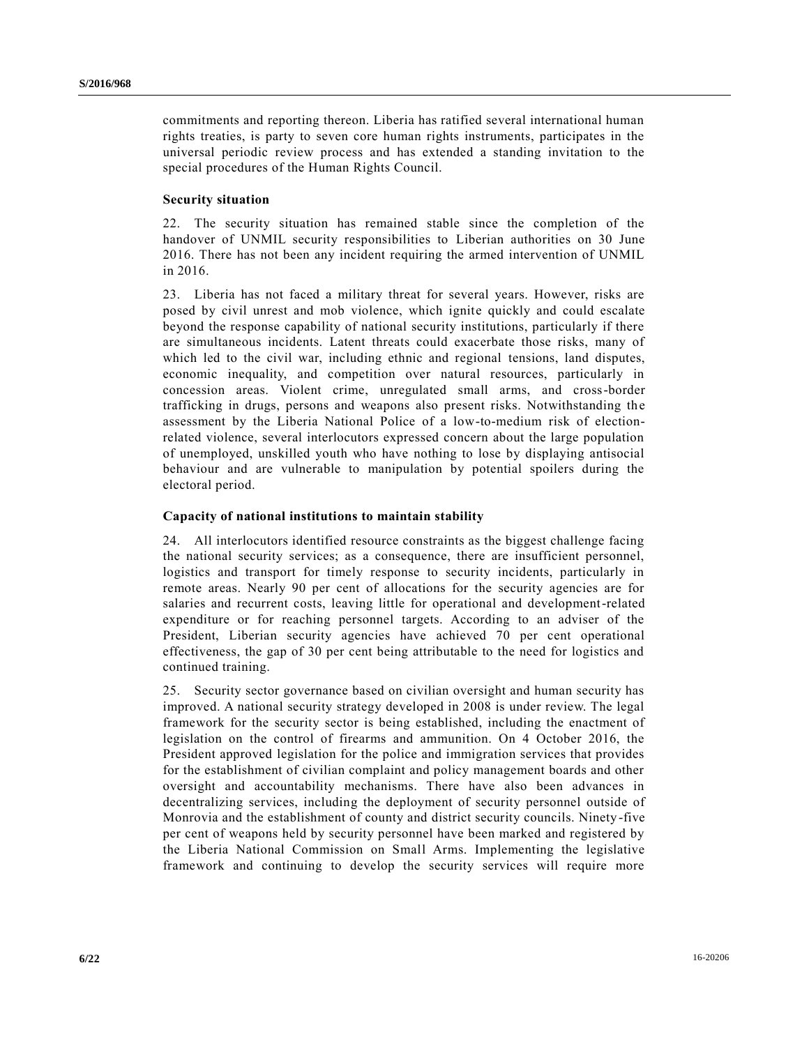commitments and reporting thereon. Liberia has ratified several international human rights treaties, is party to seven core human rights instruments, participates in the universal periodic review process and has extended a standing invitation to the special procedures of the Human Rights Council.

### Security situation

22. The security situation has remained stable since the completion of the handover of UNMIL security responsibilities to Liberian authorities on 30 June 2016. There has not been any incident requiring the armed intervention of UNMIL in 2016.

23. Liberia has not faced a military threat for several years. However, risks are posed by civil unrest and mob violence, which ignite quickly and could escalate beyond the response capability of national security institutions, particularly if there are simultaneous incidents. Latent threats could exacerbate those risks, many of which led to the civil war, including ethnic and regional tensions, land disputes, economic inequality, and competition over natural resources, particularly in concession areas. Violent crime, unregulated small arms, and cross-border trafficking in drugs, persons and weapons also present risks. Notwithstanding the assessment by the Liberia National Police of a low-to-medium risk of election-related violence, several interlocutors expressed concern about the large population of unemployed, unskilled youth who have nothing to lose by displaying antisocial behaviour and are vulnerable to manipulation by potential spoilers during the electoral period.

### Capacity of national institutions to maintain stability

24. All interlocutors identified resource constraints as the biggest challenge facing the national security services; as a consequence, there are insufficient personnel, logistics and transport for timely response to security incidents, particularly in remote areas. Nearly 90 per cent of allocations for the security agencies are for salaries and recurrent costs, leaving little for operational and development-related expenditure or for reaching personnel targets. According to an adviser of the President, Liberian security agencies have achieved 70 per cent operational effectiveness, the gap of 30 per cent being attributable to the need for logistics and continued training.

25. Security sector governance based on civilian oversight and human security has improved. A national security strategy developed in 2008 is under review. The legal framework for the security sector is being established, including the enactment of legislation on the control of firearms and ammunition. On 4 October 2016, the President approved legislation for the police and immigration services that provides for the establishment of civilian complaint and policy management boards and other oversight and accountability mechanisms. There have also been advances in decentralizing services, including the deployment of security personnel outside of Monrovia and the establishment of county and district security councils. Ninety-five per cent of weapons held by security personnel have been marked and registered by the Liberia National Commission on Small Arms. Implementing the legislative framework and continuing to develop the security services will require more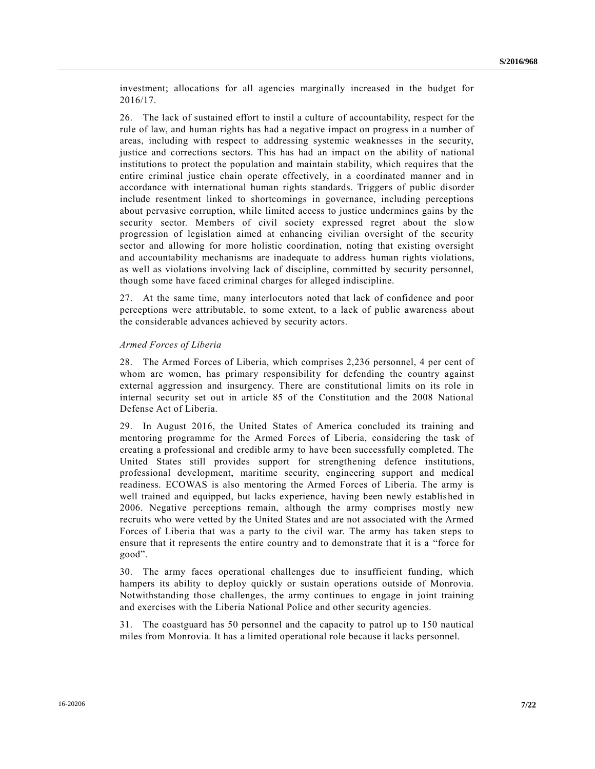investment; allocations for all agencies marginally increased in the budget for 2016/17.

26. The lack of sustained effort to instil a culture of accountability, respect for the rule of law, and human rights has had a negative impact on progress in a number of areas, including with respect to addressing systemic weaknesses in the security, justice and corrections sectors. This has had an impact on the ability of national institutions to protect the population and maintain stability, which requires that the entire criminal justice chain operate effectively, in a coordinated manner and in accordance with international human rights standards. Triggers of public disorder include resentment linked to shortcomings in governance, including perceptions about pervasive corruption, while limited access to justice undermines gains by the security sector. Members of civil society expressed regret about the slow progression of legislation aimed at enhancing civilian oversight of the security sector and allowing for more holistic coordination, noting that existing oversight and accountability mechanisms are inadequate to address human rights violations, as well as violations involving lack of discipline, committed by security personnel, though some have faced criminal charges for alleged indiscipline.

27. At the same time, many interlocutors noted that lack of confidence and poor perceptions were attributable, to some extent, to a lack of public awareness about the considerable advances achieved by security actors.

*Armed Forces of Liberia*

28. The Armed Forces of Liberia, which comprises 2,236 personnel, 4 per cent of whom are women, has primary responsibility for defending the country against external aggression and insurgency. There are constitutional limits on its role in internal security set out in article 85 of the Constitution and the 2008 National Defense Act of Liberia.

29. In August 2016, the United States of America concluded its training and mentoring programme for the Armed Forces of Liberia, considering the task of creating a professional and credible army to have been successfully completed. The United States still provides support for strengthening defence institutions, professional development, maritime security, engineering support and medical readiness. ECOWAS is also mentoring the Armed Forces of Liberia. The army is well trained and equipped, but lacks experience, having been newly established in 2006. Negative perceptions remain, although the army comprises mostly new recruits who were vetted by the United States and are not associated with the Armed Forces of Liberia that was a party to the civil war. The army has taken steps to ensure that it represents the entire country and to demonstrate that it is a "force for good".

30. The army faces operational challenges due to insufficient funding, which hampers its ability to deploy quickly or sustain operations outside of Monrovia. Notwithstanding those challenges, the army continues to engage in joint training and exercises with the Liberia National Police and other security agencies.

31. The coastguard has 50 personnel and the capacity to patrol up to 150 nautical miles from Monrovia. It has a limited operational role because it lacks personnel.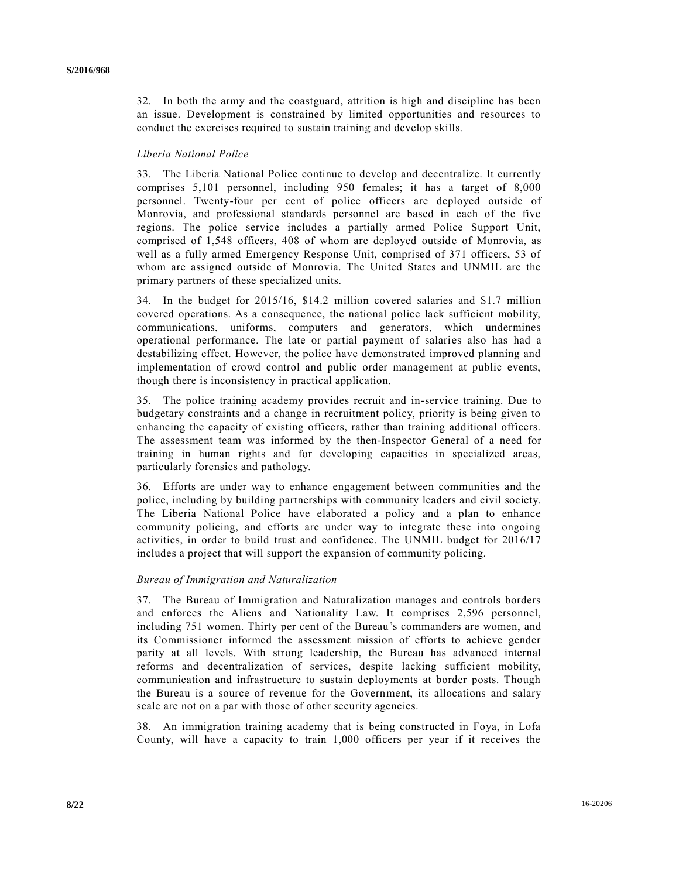32. In both the army and the coastguard, attrition is high and discipline has been an issue. Development is constrained by limited opportunities and resources to conduct the exercises required to sustain training and develop skills.

*Liberia National Police*

33. The Liberia National Police continue to develop and decentralize. It currently comprises 5,101 personnel, including 950 females; it has a target of 8,000 personnel. Twenty-four per cent of police officers are deployed outside of Monrovia, and professional standards personnel are based in each of the five regions. The police service includes a partially armed Police Support Unit, comprised of 1,548 officers, 408 of whom are deployed outside of Monrovia, as well as a fully armed Emergency Response Unit, comprised of 371 officers, 53 of whom are assigned outside of Monrovia. The United States and UNMIL are the primary partners of these specialized units.

34. In the budget for 2015/16, $14.2 million covered salaries and $1.7 million covered operations. As a consequence, the national police lack sufficient mobility, communications, uniforms, computers and generators, which undermines operational performance. The late or partial payment of salaries also has had a destabilizing effect. However, the police have demonstrated improved planning and implementation of crowd control and public order management at public events, though there is inconsistency in practical application.

35. The police training academy provides recruit and in-service training. Due to budgetary constraints and a change in recruitment policy, priority is being given to enhancing the capacity of existing officers, rather than training additional officers. The assessment team was informed by the then-Inspector General of a need for training in human rights and for developing capacities in specialized areas, particularly forensics and pathology.

36. Efforts are under way to enhance engagement between communities and the police, including by building partnerships with community leaders and civil society. The Liberia National Police have elaborated a policy and a plan to enhance community policing, and efforts are under way to integrate these into ongoing activities, in order to build trust and confidence. The UNMIL budget for 2016/17 includes a project that will support the expansion of community policing.

*Bureau of Immigration and Naturalization*

37. The Bureau of Immigration and Naturalization manages and controls borders and enforces the Aliens and Nationality Law. It comprises 2,596 personnel, including 751 women. Thirty per cent of the Bureau's commanders are women, and its Commissioner informed the assessment mission of efforts to achieve gender parity at all levels. With strong leadership, the Bureau has advanced internal reforms and decentralization of services, despite lacking sufficient mobility, communication and infrastructure to sustain deployments at border posts. Though the Bureau is a source of revenue for the Government, its allocations and salary scale are not on a par with those of other security agencies.

38. An immigration training academy that is being constructed in Foya, in Lofa County, will have a capacity to train 1,000 officers per year if it receives the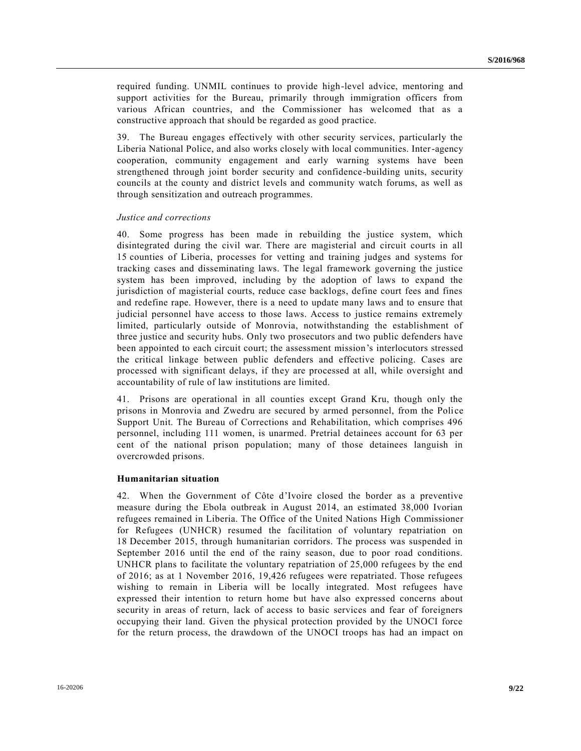required funding. UNMIL continues to provide high-level advice, mentoring and support activities for the Bureau, primarily through immigration officers from various African countries, and the Commissioner has welcomed that as a constructive approach that should be regarded as good practice.

39. The Bureau engages effectively with other security services, particularly the Liberia National Police, and also works closely with local communities. Inter-agency cooperation, community engagement and early warning systems have been strengthened through joint border security and confidence-building units, security councils at the county and district levels and community watch forums, as well as through sensitization and outreach programmes.

*Justice and corrections*

40. Some progress has been made in rebuilding the justice system, which disintegrated during the civil war. There are magisterial and circuit courts in all 15 counties of Liberia, processes for vetting and training judges and systems for tracking cases and disseminating laws. The legal framework governing the justice system has been improved, including by the adoption of laws to expand the jurisdiction of magisterial courts, reduce case backlogs, define court fees and fines and redefine rape. However, there is a need to update many laws and to ensure that judicial personnel have access to those laws. Access to justice remains extremely limited, particularly outside of Monrovia, notwithstanding the establishment of three justice and security hubs. Only two prosecutors and two public defenders have been appointed to each circuit court; the assessment mission's interlocutors stressed the critical linkage between public defenders and effective policing. Cases are processed with significant delays, if they are processed at all, while oversight and accountability of rule of law institutions are limited.

41. Prisons are operational in all counties except Grand Kru, though only the prisons in Monrovia and Zwedru are secured by armed personnel, from the Police Support Unit. The Bureau of Corrections and Rehabilitation, which comprises 496 personnel, including 111 women, is unarmed. Pretrial detainees account for 63 per cent of the national prison population; many of those detainees languish in overcrowded prisons.

**Humanitarian situation**

42. When the Government of Côte d'Ivoire closed the border as a preventive measure during the Ebola outbreak in August 2014, an estimated 38,000 Ivorian refugees remained in Liberia. The Office of the United Nations High Commissioner for Refugees (UNHCR) resumed the facilitation of voluntary repatriation on 18 December 2015, through humanitarian corridors. The process was suspended in September 2016 until the end of the rainy season, due to poor road conditions. UNHCR plans to facilitate the voluntary repatriation of 25,000 refugees by the end of 2016; as at 1 November 2016, 19,426 refugees were repatriated. Those refugees wishing to remain in Liberia will be locally integrated. Most refugees have expressed their intention to return home but have also expressed concerns about security in areas of return, lack of access to basic services and fear of foreigners occupying their land. Given the physical protection provided by the UNOCI force for the return process, the drawdown of the UNOCI troops has had an impact on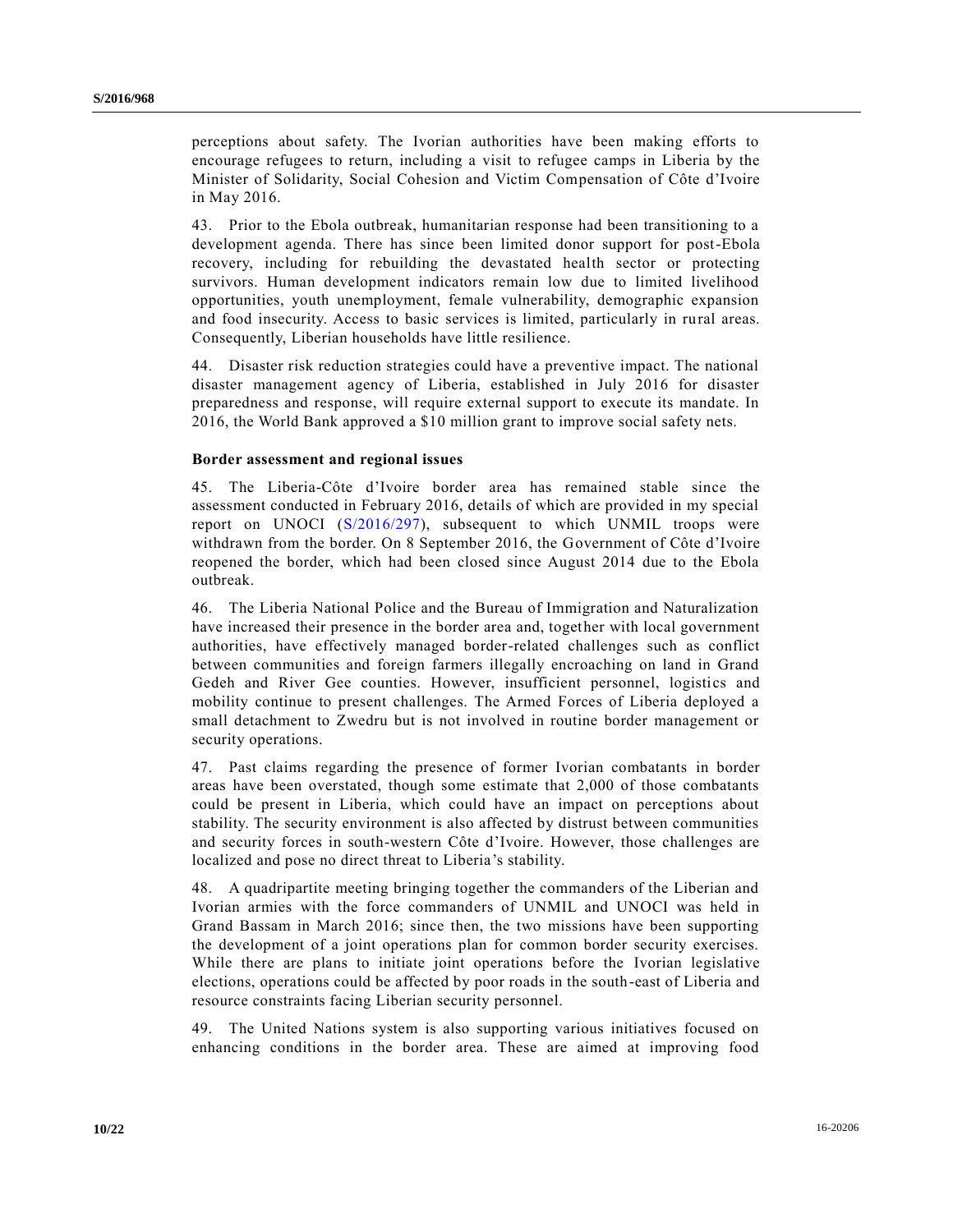perceptions about safety. The Ivorian authorities have been making efforts to encourage refugees to return, including a visit to refugee camps in Liberia by the Minister of Solidarity, Social Cohesion and Victim Compensation of Côte d'Ivoire in May 2016.

43. Prior to the Ebola outbreak, humanitarian response had been transitioning to a development agenda. There has since been limited donor support for post-Ebola recovery, including for rebuilding the devastated health sector or protecting survivors. Human development indicators remain low due to limited livelihood opportunities, youth unemployment, female vulnerability, demographic expansion and food insecurity. Access to basic services is limited, particularly in rural areas. Consequently, Liberian households have little resilience.

44. Disaster risk reduction strategies could have a preventive impact. The national disaster management agency of Liberia, established in July 2016 for disaster preparedness and response, will require external support to execute its mandate. In 2016, the World Bank approved a $10 million grant to improve social safety nets.

**Border assessment and regional issues**

45. The Liberia-Côte d'Ivoire border area has remained stable since the assessment conducted in February 2016, details of which are provided in my special report on UNOCI (S/2016/297), subsequent to which UNMIL troops were withdrawn from the border. On 8 September 2016, the Government of Côte d'Ivoire reopened the border, which had been closed since August 2014 due to the Ebola outbreak.

46. The Liberia National Police and the Bureau of Immigration and Naturalization have increased their presence in the border area and, together with local government authorities, have effectively managed border-related challenges such as conflict between communities and foreign farmers illegally encroaching on land in Grand Gedeh and River Gee counties. However, insufficient personnel, logistics and mobility continue to present challenges. The Armed Forces of Liberia deployed a small detachment to Zwedru but is not involved in routine border management or security operations.

47. Past claims regarding the presence of former Ivorian combatants in border areas have been overstated, though some estimate that 2,000 of those combatants could be present in Liberia, which could have an impact on perceptions about stability. The security environment is also affected by distrust between communities and security forces in south-western Côte d'Ivoire. However, those challenges are localized and pose no direct threat to Liberia's stability.

48. A quadripartite meeting bringing together the commanders of the Liberian and Ivorian armies with the force commanders of UNMIL and UNOCI was held in Grand Bassam in March 2016; since then, the two missions have been supporting the development of a joint operations plan for common border security exercises. While there are plans to initiate joint operations before the Ivorian legislative elections, operations could be affected by poor roads in the south-east of Liberia and resource constraints facing Liberian security personnel.

49. The United Nations system is also supporting various initiatives focused on enhancing conditions in the border area. These are aimed at improving food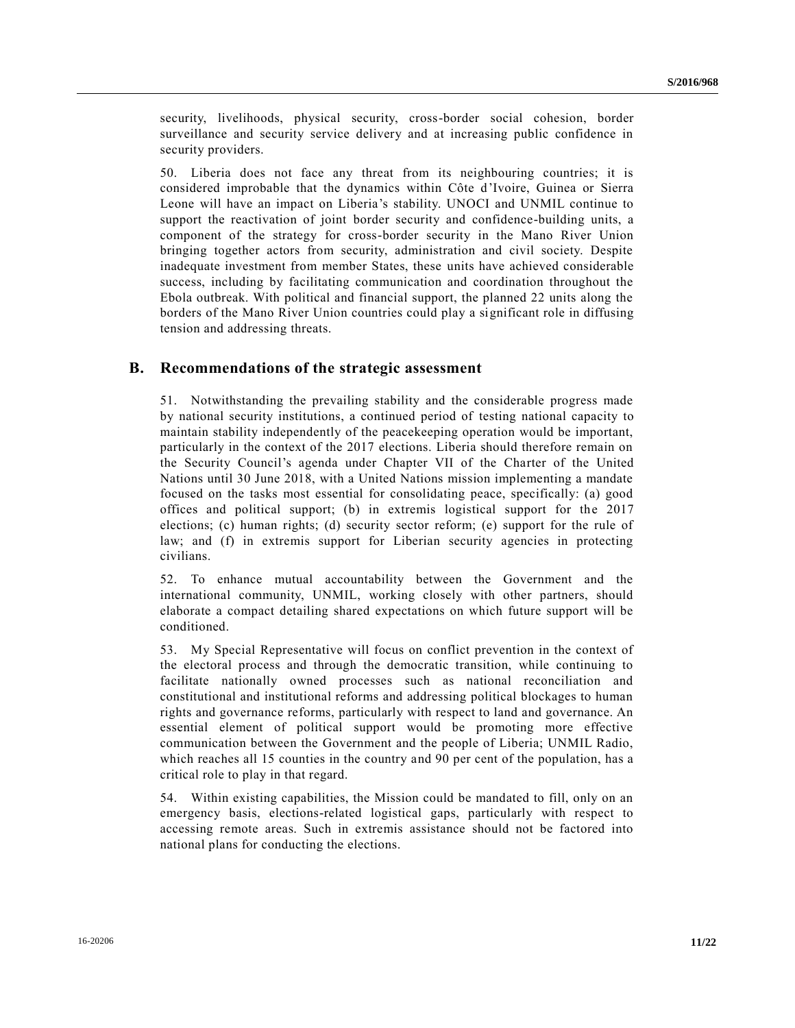security, livelihoods, physical security, cross-border social cohesion, border surveillance and security service delivery and at increasing public confidence in security providers.

50. Liberia does not face any threat from its neighbouring countries; it is considered improbable that the dynamics within Côte d'Ivoire, Guinea or Sierra Leone will have an impact on Liberia's stability. UNOCI and UNMIL continue to support the reactivation of joint border security and confidence-building units, a component of the strategy for cross-border security in the Mano River Union bringing together actors from security, administration and civil society. Despite inadequate investment from member States, these units have achieved considerable success, including by facilitating communication and coordination throughout the Ebola outbreak. With political and financial support, the planned 22 units along the borders of the Mano River Union countries could play a significant role in diffusing tension and addressing threats.

## B. Recommendations of the strategic assessment

51. Notwithstanding the prevailing stability and the considerable progress made by national security institutions, a continued period of testing national capacity to maintain stability independently of the peacekeeping operation would be important, particularly in the context of the 2017 elections. Liberia should therefore remain on the Security Council's agenda under Chapter VII of the Charter of the United Nations until 30 June 2018, with a United Nations mission implementing a mandate focused on the tasks most essential for consolidating peace, specifically: (a) good offices and political support; (b) in extremis logistical support for the 2017 elections; (c) human rights; (d) security sector reform; (e) support for the rule of law; and (f) in extremis support for Liberian security agencies in protecting civilians.

52. To enhance mutual accountability between the Government and the international community, UNMIL, working closely with other partners, should elaborate a compact detailing shared expectations on which future support will be conditioned.

53. My Special Representative will focus on conflict prevention in the context of the electoral process and through the democratic transition, while continuing to facilitate nationally owned processes such as national reconciliation and constitutional and institutional reforms and addressing political blockages to human rights and governance reforms, particularly with respect to land and governance. An essential element of political support would be promoting more effective communication between the Government and the people of Liberia; UNMIL Radio, which reaches all 15 counties in the country and 90 per cent of the population, has a critical role to play in that regard.

54. Within existing capabilities, the Mission could be mandated to fill, only on an emergency basis, elections-related logistical gaps, particularly with respect to accessing remote areas. Such in extremis assistance should not be factored into national plans for conducting the elections.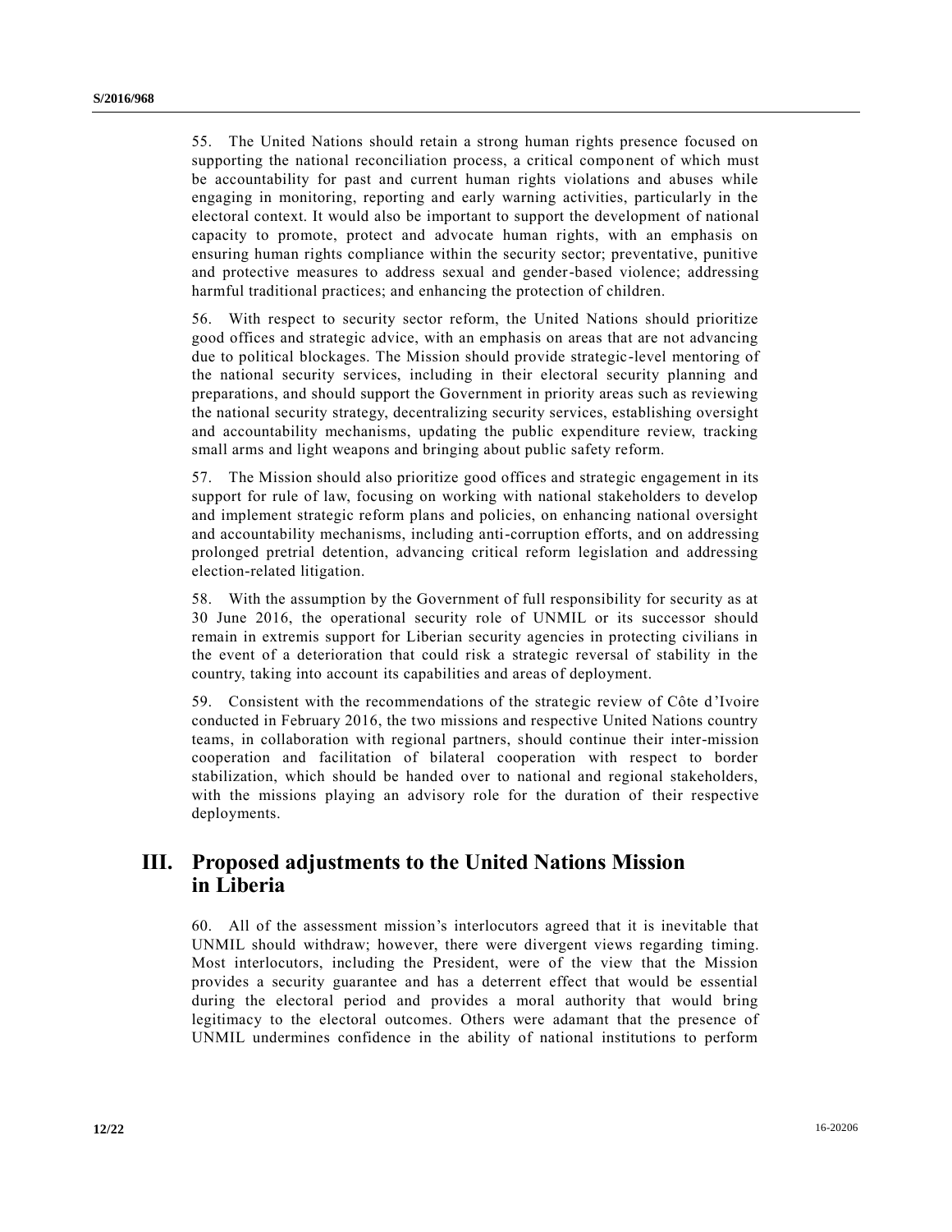55. The United Nations should retain a strong human rights presence focused on supporting the national reconciliation process, a critical component of which must be accountability for past and current human rights violations and abuses while engaging in monitoring, reporting and early warning activities, particularly in the electoral context. It would also be important to support the development of national capacity to promote, protect and advocate human rights, with an emphasis on ensuring human rights compliance within the security sector; preventative, punitive and protective measures to address sexual and gender-based violence; addressing harmful traditional practices; and enhancing the protection of children.

56. With respect to security sector reform, the United Nations should prioritize good offices and strategic advice, with an emphasis on areas that are not advancing due to political blockages. The Mission should provide strategic-level mentoring of the national security services, including in their electoral security planning and preparations, and should support the Government in priority areas such as reviewing the national security strategy, decentralizing security services, establishing oversight and accountability mechanisms, updating the public expenditure review, tracking small arms and light weapons and bringing about public safety reform.

57. The Mission should also prioritize good offices and strategic engagement in its support for rule of law, focusing on working with national stakeholders to develop and implement strategic reform plans and policies, on enhancing national oversight and accountability mechanisms, including anti-corruption efforts, and on addressing prolonged pretrial detention, advancing critical reform legislation and addressing election-related litigation.

58. With the assumption by the Government of full responsibility for security as at 30 June 2016, the operational security role of UNMIL or its successor should remain in extremis support for Liberian security agencies in protecting civilians in the event of a deterioration that could risk a strategic reversal of stability in the country, taking into account its capabilities and areas of deployment.

59. Consistent with the recommendations of the strategic review of Côte d'Ivoire conducted in February 2016, the two missions and respective United Nations country teams, in collaboration with regional partners, should continue their inter-mission cooperation and facilitation of bilateral cooperation with respect to border stabilization, which should be handed over to national and regional stakeholders, with the missions playing an advisory role for the duration of their respective deployments.

## III. Proposed adjustments to the United Nations Mission in Liberia

60. All of the assessment mission's interlocutors agreed that it is inevitable that UNMIL should withdraw; however, there were divergent views regarding timing. Most interlocutors, including the President, were of the view that the Mission provides a security guarantee and has a deterrent effect that would be essential during the electoral period and provides a moral authority that would bring legitimacy to the electoral outcomes. Others were adamant that the presence of UNMIL undermines confidence in the ability of national institutions to perform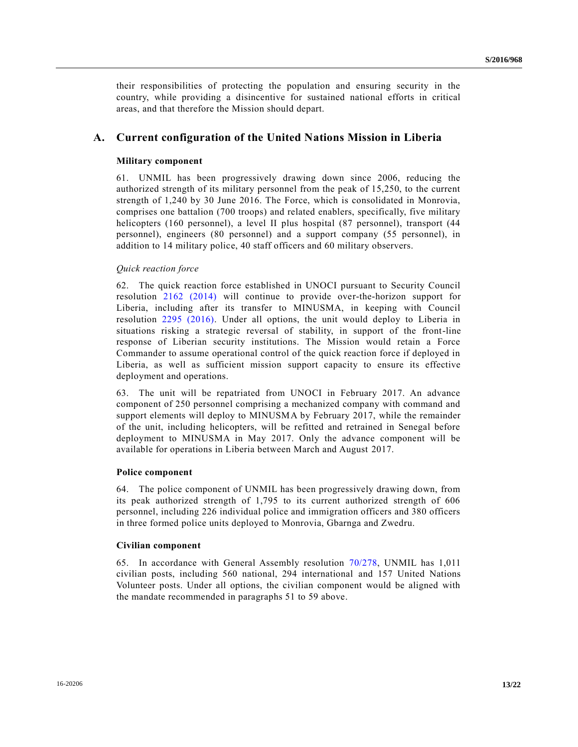their responsibilities of protecting the population and ensuring security in the country, while providing a disincentive for sustained national efforts in critical areas, and that therefore the Mission should depart.

## A. Current configuration of the United Nations Mission in Liberia

### Military component

61. UNMIL has been progressively drawing down since 2006, reducing the authorized strength of its military personnel from the peak of 15,250, to the current strength of 1,240 by 30 June 2016. The Force, which is consolidated in Monrovia, comprises one battalion (700 troops) and related enablers, specifically, five military helicopters (160 personnel), a level II plus hospital (87 personnel), transport (44 personnel), engineers (80 personnel) and a support company (55 personnel), in addition to 14 military police, 40 staff officers and 60 military observers.

*Quick reaction force*

62. The quick reaction force established in UNOCI pursuant to Security Council resolution 2162 (2014) will continue to provide over-the-horizon support for Liberia, including after its transfer to MINUSMA, in keeping with Council resolution 2295 (2016). Under all options, the unit would deploy to Liberia in situations risking a strategic reversal of stability, in support of the front-line response of Liberian security institutions. The Mission would retain a Force Commander to assume operational control of the quick reaction force if deployed in Liberia, as well as sufficient mission support capacity to ensure its effective deployment and operations.

63. The unit will be repatriated from UNOCI in February 2017. An advance component of 250 personnel comprising a mechanized company with command and support elements will deploy to MINUSMA by February 2017, while the remainder of the unit, including helicopters, will be refitted and retrained in Senegal before deployment to MINUSMA in May 2017. Only the advance component will be available for operations in Liberia between March and August 2017.

### Police component

64. The police component of UNMIL has been progressively drawing down, from its peak authorized strength of 1,795 to its current authorized strength of 606 personnel, including 226 individual police and immigration officers and 380 officers in three formed police units deployed to Monrovia, Gbarnga and Zwedru.

### Civilian component

65. In accordance with General Assembly resolution 70/278, UNMIL has 1,011 civilian posts, including 560 national, 294 international and 157 United Nations Volunteer posts. Under all options, the civilian component would be aligned with the mandate recommended in paragraphs 51 to 59 above.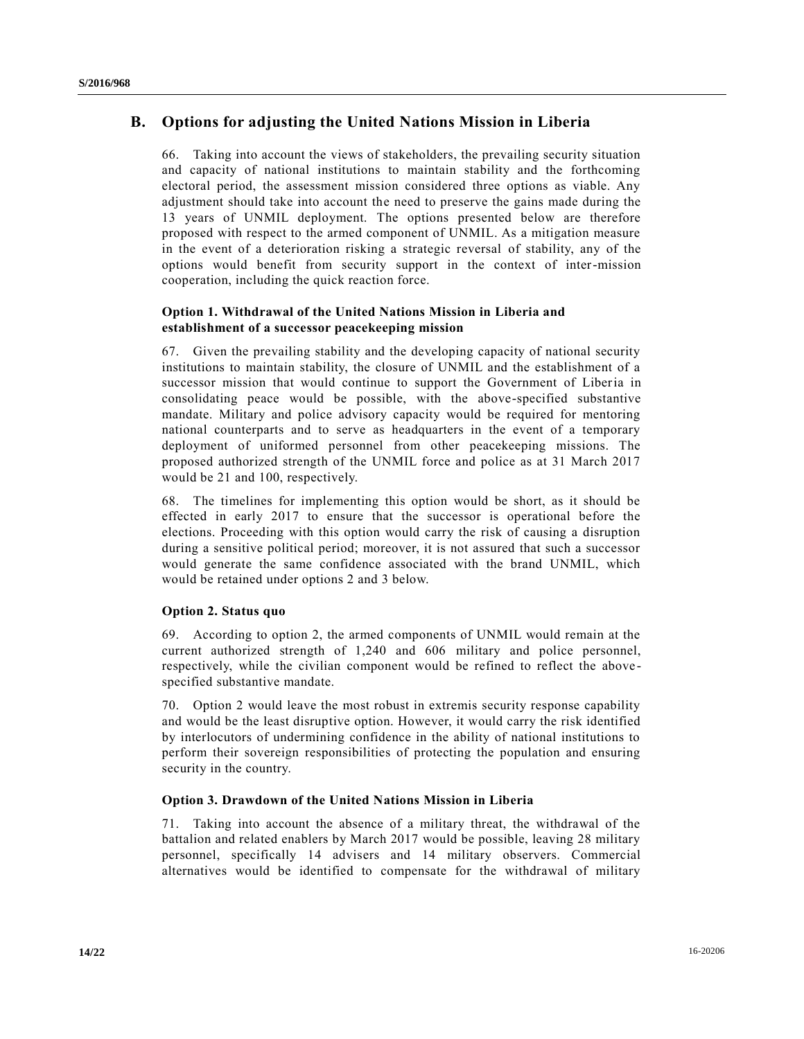## B. Options for adjusting the United Nations Mission in Liberia

66. Taking into account the views of stakeholders, the prevailing security situation and capacity of national institutions to maintain stability and the forthcoming electoral period, the assessment mission considered three options as viable. Any adjustment should take into account the need to preserve the gains made during the 13 years of UNMIL deployment. The options presented below are therefore proposed with respect to the armed component of UNMIL. As a mitigation measure in the event of a deterioration risking a strategic reversal of stability, any of the options would benefit from security support in the context of inter-mission cooperation, including the quick reaction force.

### Option 1. Withdrawal of the United Nations Mission in Liberia and establishment of a successor peacekeeping mission

67. Given the prevailing stability and the developing capacity of national security institutions to maintain stability, the closure of UNMIL and the establishment of a successor mission that would continue to support the Government of Liberia in consolidating peace would be possible, with the above-specified substantive mandate. Military and police advisory capacity would be required for mentoring national counterparts and to serve as headquarters in the event of a temporary deployment of uniformed personnel from other peacekeeping missions. The proposed authorized strength of the UNMIL force and police as at 31 March 2017 would be 21 and 100, respectively.

68. The timelines for implementing this option would be short, as it should be effected in early 2017 to ensure that the successor is operational before the elections. Proceeding with this option would carry the risk of causing a disruption during a sensitive political period; moreover, it is not assured that such a successor would generate the same confidence associated with the brand UNMIL, which would be retained under options 2 and 3 below.

### Option 2. Status quo

69. According to option 2, the armed components of UNMIL would remain at the current authorized strength of 1,240 and 606 military and police personnel, respectively, while the civilian component would be refined to reflect the above-specified substantive mandate.

70. Option 2 would leave the most robust in extremis security response capability and would be the least disruptive option. However, it would carry the risk identified by interlocutors of undermining confidence in the ability of national institutions to perform their sovereign responsibilities of protecting the population and ensuring security in the country.

### Option 3. Drawdown of the United Nations Mission in Liberia

71. Taking into account the absence of a military threat, the withdrawal of the battalion and related enablers by March 2017 would be possible, leaving 28 military personnel, specifically 14 advisers and 14 military observers. Commercial alternatives would be identified to compensate for the withdrawal of military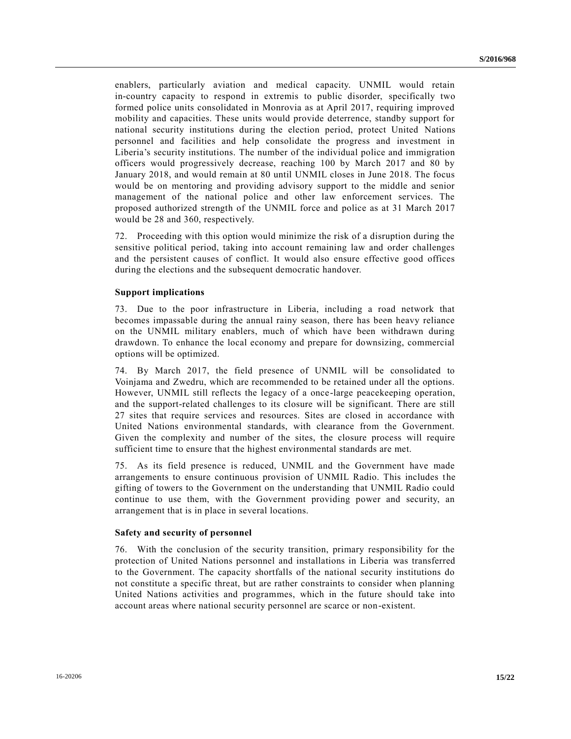enablers, particularly aviation and medical capacity. UNMIL would retain in-country capacity to respond in extremis to public disorder, specifically two formed police units consolidated in Monrovia as at April 2017, requiring improved mobility and capacities. These units would provide deterrence, standby support for national security institutions during the election period, protect United Nations personnel and facilities and help consolidate the progress and investment in Liberia's security institutions. The number of the individual police and immigration officers would progressively decrease, reaching 100 by March 2017 and 80 by January 2018, and would remain at 80 until UNMIL closes in June 2018. The focus would be on mentoring and providing advisory support to the middle and senior management of the national police and other law enforcement services. The proposed authorized strength of the UNMIL force and police as at 31 March 2017 would be 28 and 360, respectively.

72. Proceeding with this option would minimize the risk of a disruption during the sensitive political period, taking into account remaining law and order challenges and the persistent causes of conflict. It would also ensure effective good offices during the elections and the subsequent democratic handover.

**Support implications**

73. Due to the poor infrastructure in Liberia, including a road network that becomes impassable during the annual rainy season, there has been heavy reliance on the UNMIL military enablers, much of which have been withdrawn during drawdown. To enhance the local economy and prepare for downsizing, commercial options will be optimized.

74. By March 2017, the field presence of UNMIL will be consolidated to Voinjama and Zwedru, which are recommended to be retained under all the options. However, UNMIL still reflects the legacy of a once-large peacekeeping operation, and the support-related challenges to its closure will be significant. There are still 27 sites that require services and resources. Sites are closed in accordance with United Nations environmental standards, with clearance from the Government. Given the complexity and number of the sites, the closure process will require sufficient time to ensure that the highest environmental standards are met.

75. As its field presence is reduced, UNMIL and the Government have made arrangements to ensure continuous provision of UNMIL Radio. This includes the gifting of towers to the Government on the understanding that UNMIL Radio could continue to use them, with the Government providing power and security, an arrangement that is in place in several locations.

**Safety and security of personnel**

76. With the conclusion of the security transition, primary responsibility for the protection of United Nations personnel and installations in Liberia was transferred to the Government. The capacity shortfalls of the national security institutions do not constitute a specific threat, but are rather constraints to consider when planning United Nations activities and programmes, which in the future should take into account areas where national security personnel are scarce or non-existent.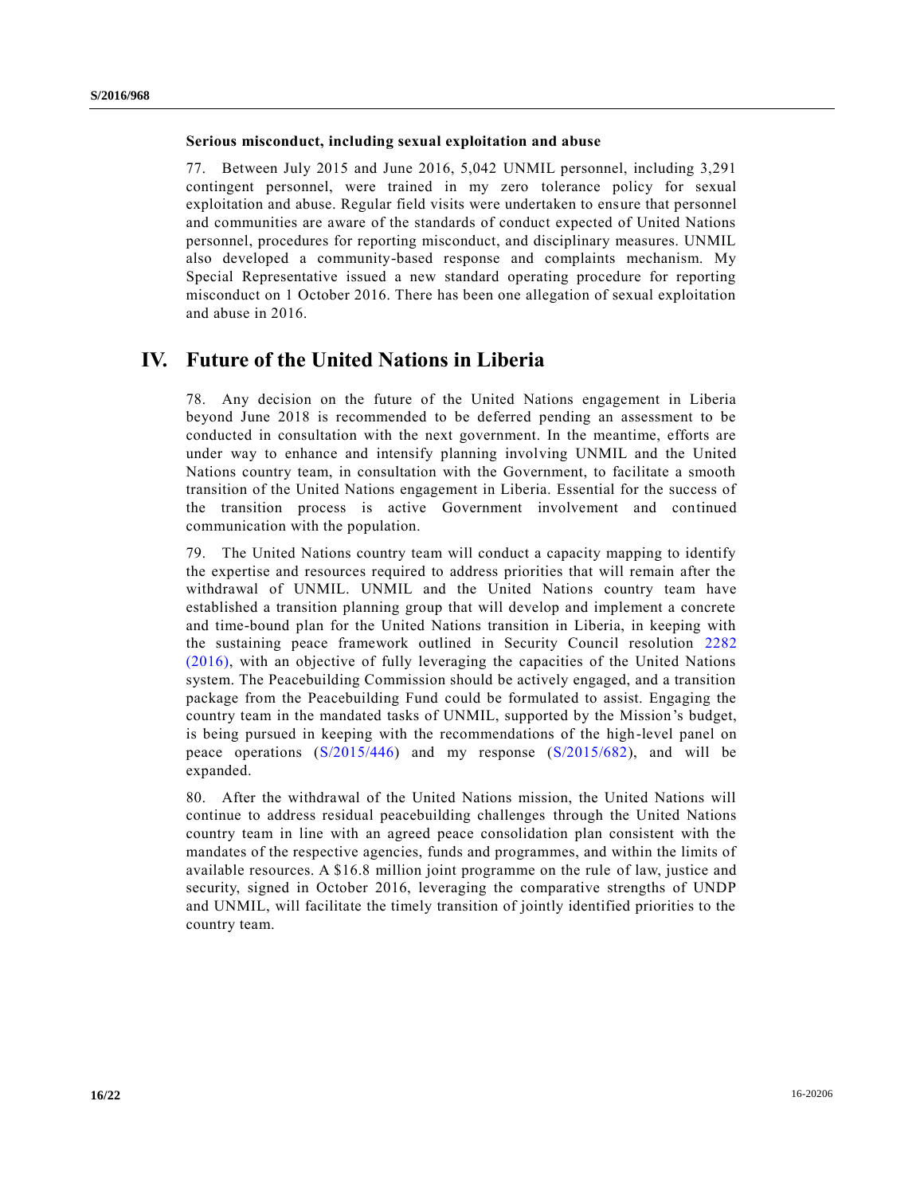**Serious misconduct, including sexual exploitation and abuse**

77. Between July 2015 and June 2016, 5,042 UNMIL personnel, including 3,291 contingent personnel, were trained in my zero tolerance policy for sexual exploitation and abuse. Regular field visits were undertaken to ensure that personnel and communities are aware of the standards of conduct expected of United Nations personnel, procedures for reporting misconduct, and disciplinary measures. UNMIL also developed a community-based response and complaints mechanism. My Special Representative issued a new standard operating procedure for reporting misconduct on 1 October 2016. There has been one allegation of sexual exploitation and abuse in 2016.

# IV. Future of the United Nations in Liberia

78. Any decision on the future of the United Nations engagement in Liberia beyond June 2018 is recommended to be deferred pending an assessment to be conducted in consultation with the next government. In the meantime, efforts are under way to enhance and intensify planning involving UNMIL and the United Nations country team, in consultation with the Government, to facilitate a smooth transition of the United Nations engagement in Liberia. Essential for the success of the transition process is active Government involvement and continued communication with the population.

79. The United Nations country team will conduct a capacity mapping to identify the expertise and resources required to address priorities that will remain after the withdrawal of UNMIL. UNMIL and the United Nations country team have established a transition planning group that will develop and implement a concrete and time-bound plan for the United Nations transition in Liberia, in keeping with the sustaining peace framework outlined in Security Council resolution 2282 (2016), with an objective of fully leveraging the capacities of the United Nations system. The Peacebuilding Commission should be actively engaged, and a transition package from the Peacebuilding Fund could be formulated to assist. Engaging the country team in the mandated tasks of UNMIL, supported by the Mission's budget, is being pursued in keeping with the recommendations of the high-level panel on peace operations (S/2015/446) and my response (S/2015/682), and will be expanded.

80. After the withdrawal of the United Nations mission, the United Nations will continue to address residual peacebuilding challenges through the United Nations country team in line with an agreed peace consolidation plan consistent with the mandates of the respective agencies, funds and programmes, and within the limits of available resources. A $16.8 million joint programme on the rule of law, justice and security, signed in October 2016, leveraging the comparative strengths of UNDP and UNMIL, will facilitate the timely transition of jointly identified priorities to the country team.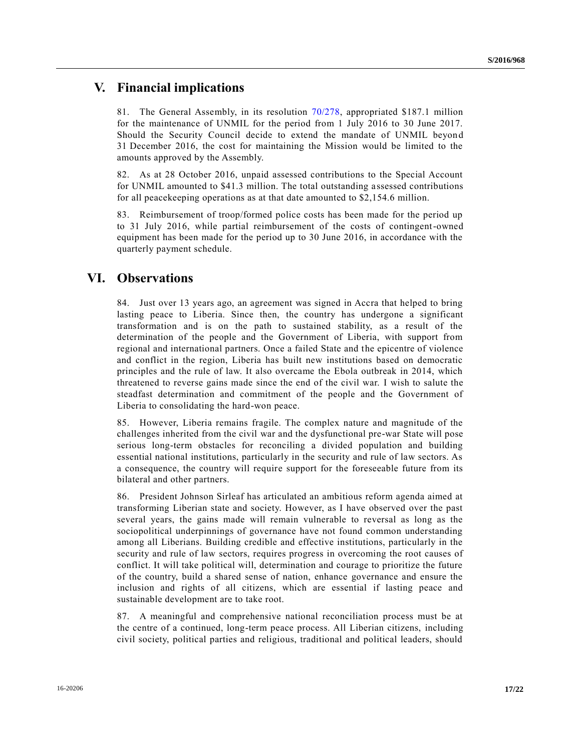## V. Financial implications

81. The General Assembly, in its resolution 70/278, appropriated $187.1 million for the maintenance of UNMIL for the period from 1 July 2016 to 30 June 2017. Should the Security Council decide to extend the mandate of UNMIL beyond 31 December 2016, the cost for maintaining the Mission would be limited to the amounts approved by the Assembly.

82. As at 28 October 2016, unpaid assessed contributions to the Special Account for UNMIL amounted to $41.3 million. The total outstanding assessed contributions for all peacekeeping operations as at that date amounted to $2,154.6 million.

83. Reimbursement of troop/formed police costs has been made for the period up to 31 July 2016, while partial reimbursement of the costs of contingent-owned equipment has been made for the period up to 30 June 2016, in accordance with the quarterly payment schedule.

## VI. Observations

84. Just over 13 years ago, an agreement was signed in Accra that helped to bring lasting peace to Liberia. Since then, the country has undergone a significant transformation and is on the path to sustained stability, as a result of the determination of the people and the Government of Liberia, with support from regional and international partners. Once a failed State and the epicentre of violence and conflict in the region, Liberia has built new institutions based on democratic principles and the rule of law. It also overcame the Ebola outbreak in 2014, which threatened to reverse gains made since the end of the civil war. I wish to salute the steadfast determination and commitment of the people and the Government of Liberia to consolidating the hard-won peace.

85. However, Liberia remains fragile. The complex nature and magnitude of the challenges inherited from the civil war and the dysfunctional pre-war State will pose serious long-term obstacles for reconciling a divided population and building essential national institutions, particularly in the security and rule of law sectors. As a consequence, the country will require support for the foreseeable future from its bilateral and other partners.

86. President Johnson Sirleaf has articulated an ambitious reform agenda aimed at transforming Liberian state and society. However, as I have observed over the past several years, the gains made will remain vulnerable to reversal as long as the sociopolitical underpinnings of governance have not found common understanding among all Liberians. Building credible and effective institutions, particularly in the security and rule of law sectors, requires progress in overcoming the root causes of conflict. It will take political will, determination and courage to prioritize the future of the country, build a shared sense of nation, enhance governance and ensure the inclusion and rights of all citizens, which are essential if lasting peace and sustainable development are to take root.

87. A meaningful and comprehensive national reconciliation process must be at the centre of a continued, long-term peace process. All Liberian citizens, including civil society, political parties and religious, traditional and political leaders, should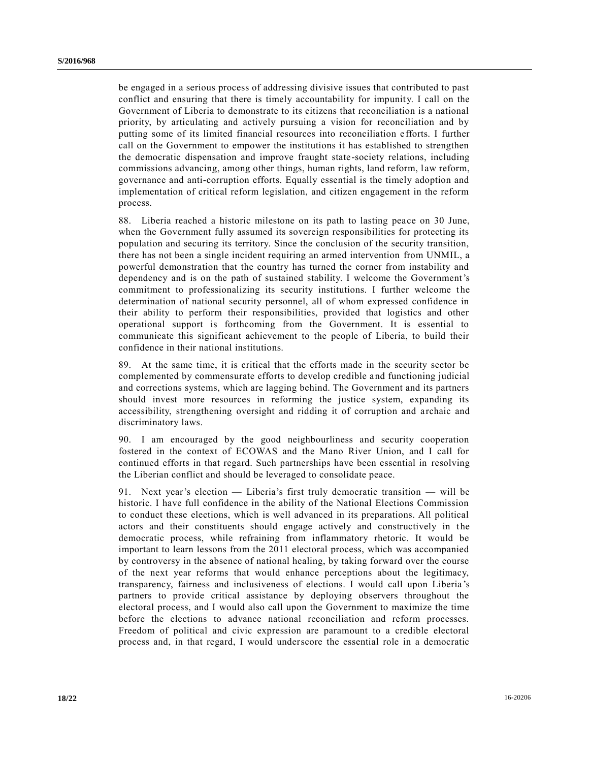be engaged in a serious process of addressing divisive issues that contributed to past conflict and ensuring that there is timely accountability for impunity. I call on the Government of Liberia to demonstrate to its citizens that reconciliation is a national priority, by articulating and actively pursuing a vision for reconciliation and by putting some of its limited financial resources into reconciliation efforts. I further call on the Government to empower the institutions it has established to strengthen the democratic dispensation and improve fraught state-society relations, including commissions advancing, among other things, human rights, land reform, law reform, governance and anti-corruption efforts. Equally essential is the timely adoption and implementation of critical reform legislation, and citizen engagement in the reform process.

88. Liberia reached a historic milestone on its path to lasting peace on 30 June, when the Government fully assumed its sovereign responsibilities for protecting its population and securing its territory. Since the conclusion of the security transition, there has not been a single incident requiring an armed intervention from UNMIL, a powerful demonstration that the country has turned the corner from instability and dependency and is on the path of sustained stability. I welcome the Government's commitment to professionalizing its security institutions. I further welcome the determination of national security personnel, all of whom expressed confidence in their ability to perform their responsibilities, provided that logistics and other operational support is forthcoming from the Government. It is essential to communicate this significant achievement to the people of Liberia, to build their confidence in their national institutions.

89. At the same time, it is critical that the efforts made in the security sector be complemented by commensurate efforts to develop credible and functioning judicial and corrections systems, which are lagging behind. The Government and its partners should invest more resources in reforming the justice system, expanding its accessibility, strengthening oversight and ridding it of corruption and archaic and discriminatory laws.

90. I am encouraged by the good neighbourliness and security cooperation fostered in the context of ECOWAS and the Mano River Union, and I call for continued efforts in that regard. Such partnerships have been essential in resolving the Liberian conflict and should be leveraged to consolidate peace.

91. Next year's election — Liberia's first truly democratic transition — will be historic. I have full confidence in the ability of the National Elections Commission to conduct these elections, which is well advanced in its preparations. All political actors and their constituents should engage actively and constructively in the democratic process, while refraining from inflammatory rhetoric. It would be important to learn lessons from the 2011 electoral process, which was accompanied by controversy in the absence of national healing, by taking forward over the course of the next year reforms that would enhance perceptions about the legitimacy, transparency, fairness and inclusiveness of elections. I would call upon Liberia's partners to provide critical assistance by deploying observers throughout the electoral process, and I would also call upon the Government to maximize the time before the elections to advance national reconciliation and reform processes. Freedom of political and civic expression are paramount to a credible electoral process and, in that regard, I would underscore the essential role in a democratic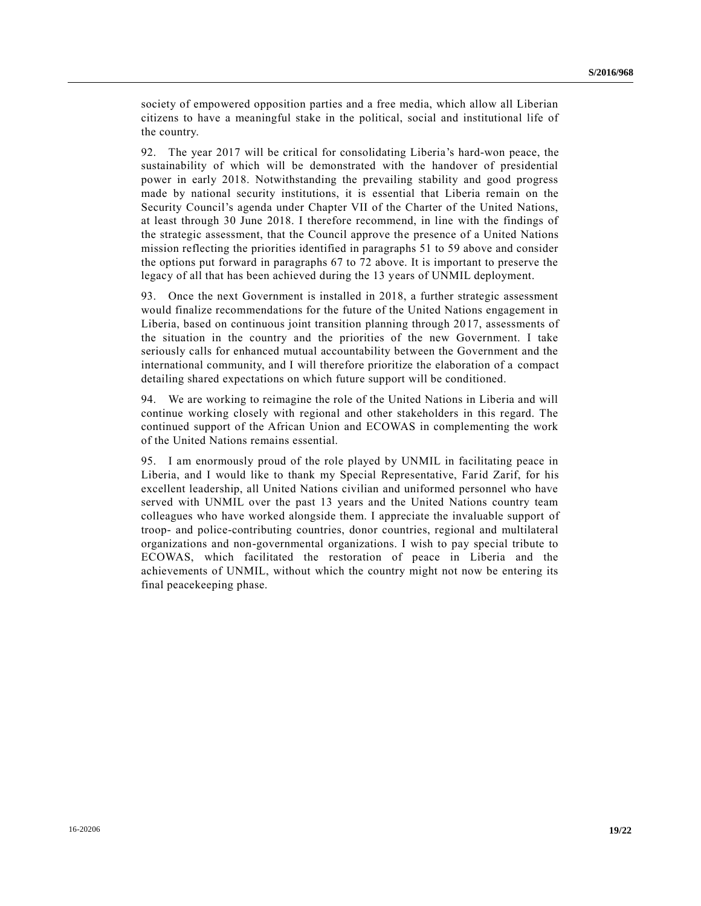society of empowered opposition parties and a free media, which allow all Liberian citizens to have a meaningful stake in the political, social and institutional life of the country.

92. The year 2017 will be critical for consolidating Liberia's hard-won peace, the sustainability of which will be demonstrated with the handover of presidential power in early 2018. Notwithstanding the prevailing stability and good progress made by national security institutions, it is essential that Liberia remain on the Security Council's agenda under Chapter VII of the Charter of the United Nations, at least through 30 June 2018. I therefore recommend, in line with the findings of the strategic assessment, that the Council approve the presence of a United Nations mission reflecting the priorities identified in paragraphs 51 to 59 above and consider the options put forward in paragraphs 67 to 72 above. It is important to preserve the legacy of all that has been achieved during the 13 years of UNMIL deployment.

93. Once the next Government is installed in 2018, a further strategic assessment would finalize recommendations for the future of the United Nations engagement in Liberia, based on continuous joint transition planning through 2017, assessments of the situation in the country and the priorities of the new Government. I take seriously calls for enhanced mutual accountability between the Government and the international community, and I will therefore prioritize the elaboration of a compact detailing shared expectations on which future support will be conditioned.

94. We are working to reimagine the role of the United Nations in Liberia and will continue working closely with regional and other stakeholders in this regard. The continued support of the African Union and ECOWAS in complementing the work of the United Nations remains essential.

95. I am enormously proud of the role played by UNMIL in facilitating peace in Liberia, and I would like to thank my Special Representative, Farid Zarif, for his excellent leadership, all United Nations civilian and uniformed personnel who have served with UNMIL over the past 13 years and the United Nations country team colleagues who have worked alongside them. I appreciate the invaluable support of troop- and police-contributing countries, donor countries, regional and multilateral organizations and non-governmental organizations. I wish to pay special tribute to ECOWAS, which facilitated the restoration of peace in Liberia and the achievements of UNMIL, without which the country might not now be entering its final peacekeeping phase.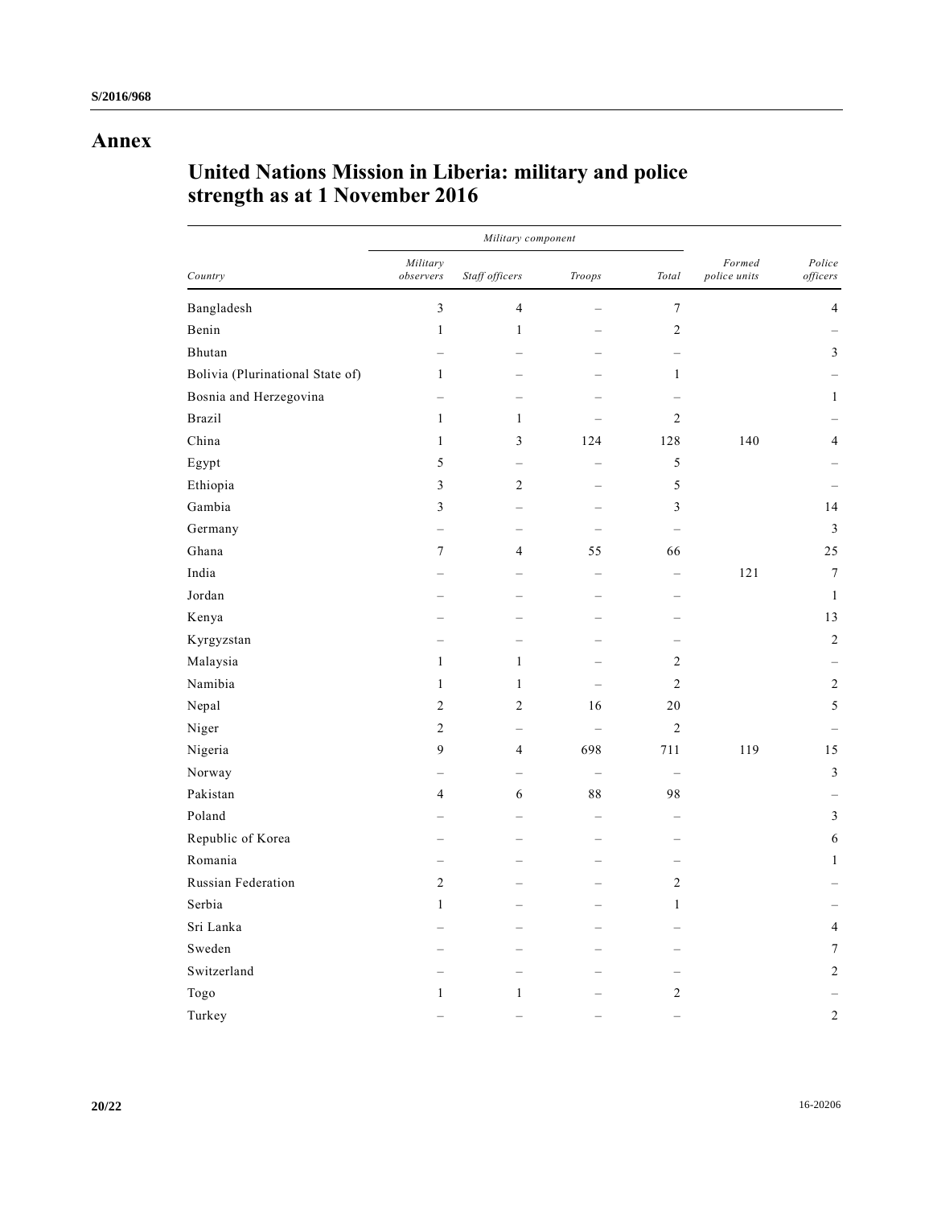# Annex

## United Nations Mission in Liberia: military and police strength as at 1 November 2016

| Country | Military component | | | | Formed police units | Police officers |
|---|---|---|---|---|---|---|
| | Military observers | Staff officers | Troops | Total | | |
| Bangladesh | 3 | 4 | – | 7 | | 4 |
| Benin | 1 | 1 | – | 2 | | – |
| Bhutan | – | – | – | – | | 3 |
| Bolivia (Plurinational State of) | 1 | – | – | 1 | | – |
| Bosnia and Herzegovina | – | – | – | – | | 1 |
| Brazil | 1 | 1 | – | 2 | | – |
| China | 1 | 3 | 124 | 128 | 140 | 4 |
| Egypt | 5 | – | – | 5 | | – |
| Ethiopia | 3 | 2 | – | 5 | | – |
| Gambia | 3 | – | – | 3 | | 14 |
| Germany | – | – | – | – | | 3 |
| Ghana | 7 | 4 | 55 | 66 | | 25 |
| India | – | – | – | – | 121 | 7 |
| Jordan | – | – | – | – | | 1 |
| Kenya | – | – | – | – | | 13 |
| Kyrgyzstan | – | – | – | – | | 2 |
| Malaysia | 1 | 1 | – | 2 | | – |
| Namibia | 1 | 1 | – | 2 | | 2 |
| Nepal | 2 | 2 | 16 | 20 | | 5 |
| Niger | 2 | – | – | 2 | | – |
| Nigeria | 9 | 4 | 698 | 711 | 119 | 15 |
| Norway | – | – | – | – | | 3 |
| Pakistan | 4 | 6 | 88 | 98 | | – |
| Poland | – | – | – | – | | 3 |
| Republic of Korea | – | – | – | – | | 6 |
| Romania | – | – | – | – | | 1 |
| Russian Federation | 2 | – | – | 2 | | – |
| Serbia | 1 | – | – | 1 | | – |
| Sri Lanka | – | – | – | – | | 4 |
| Sweden | – | – | – | – | | 7 |
| Switzerland | – | – | – | – | | 2 |
| Togo | 1 | 1 | – | 2 | | – |
| Turkey | – | – | – | – | | 2 |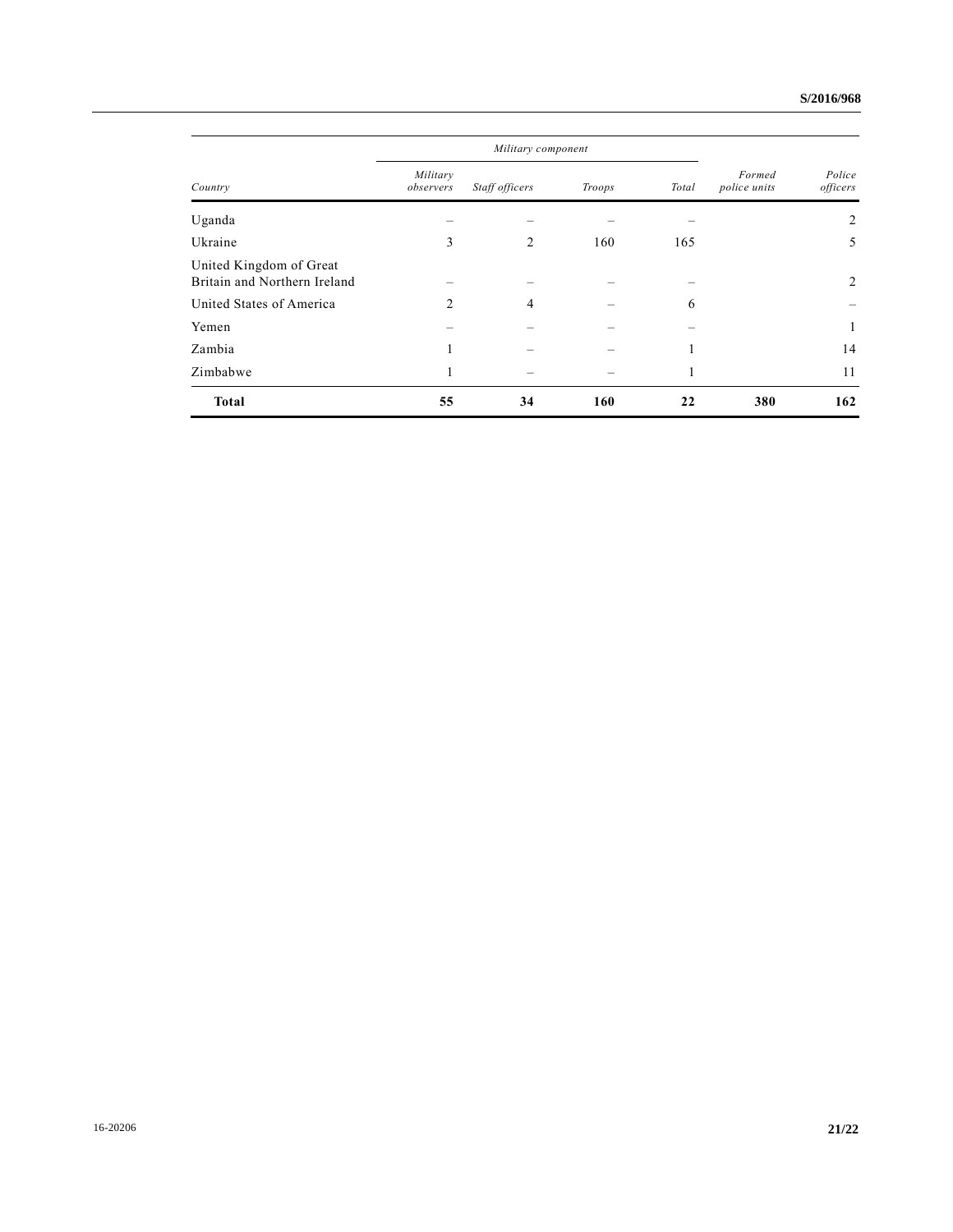| Country | Military component | | | | Formed police units | Police officers |
|---|---|---|---|---|---|---|
| | Military observers | Staff officers | Troops | Total | | |
| Uganda | – | – | – | – | | 2 |
| Ukraine | 3 | 2 | 160 | 165 | | 5 |
| United Kingdom of Great Britain and Northern Ireland | – | – | – | – | | 2 |
| United States of America | 2 | 4 | – | 6 | | – |
| Yemen | – | – | – | – | | 1 |
| Zambia | 1 | – | – | 1 | | 14 |
| Zimbabwe | 1 | – | – | 1 | | 11 |
| **Total** | **55** | **34** | **160** | **22** | **380** | **162** |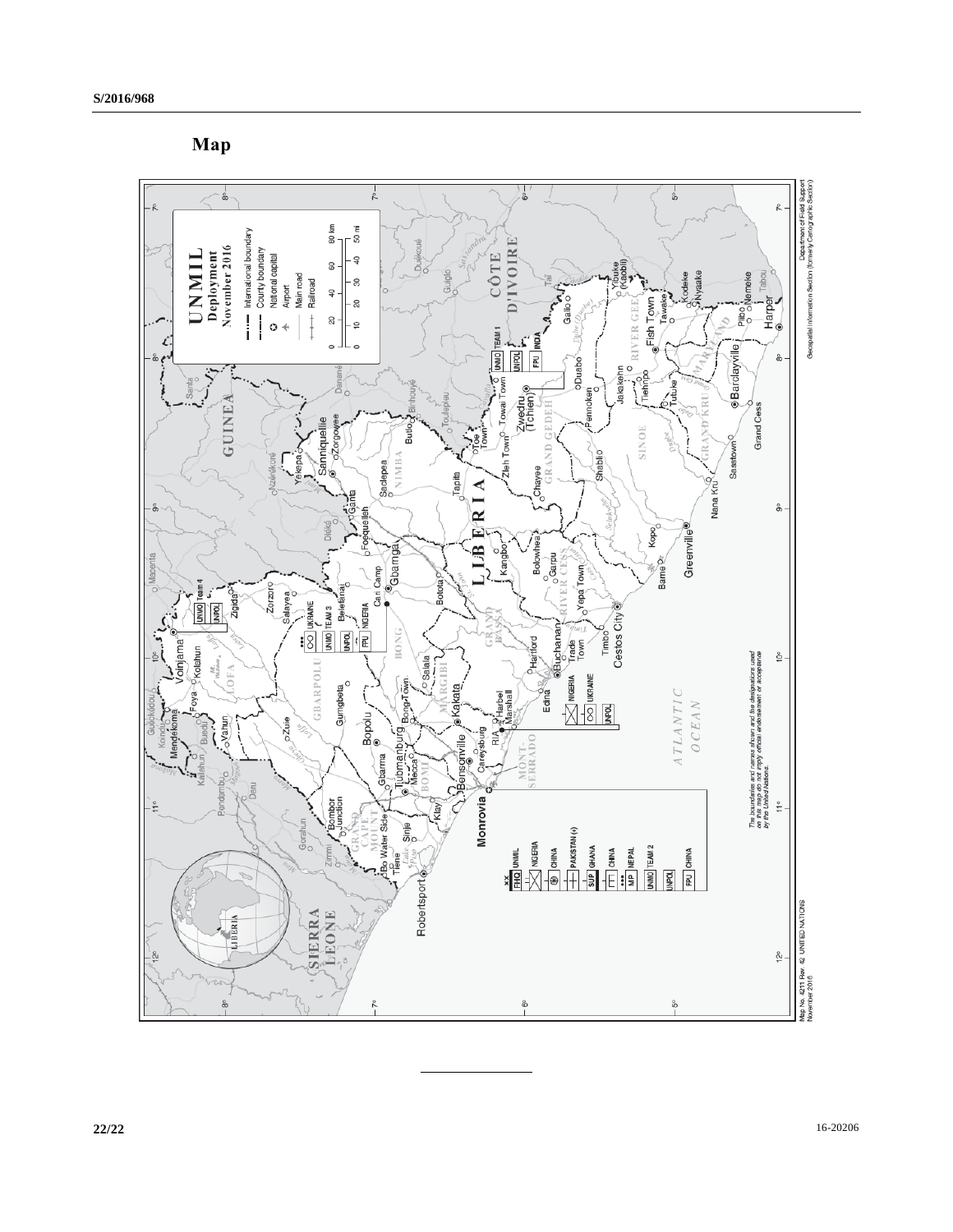# Map

UNMIL
Deployment
November 2016

International boundary
County boundary
National capital
Airport
Main road
Railroad

0 20 40 60 80 km
0 10 20 30 40 50 mi

The boundaries and names shown and the designations used on this map do not imply official endorsement or acceptance by the United Nations.

Map No. 4211 Rev. 42 UNITED NATIONS
November 2016

Department of Field Support
Geospatial Information Section (formerly Cartographic Section)